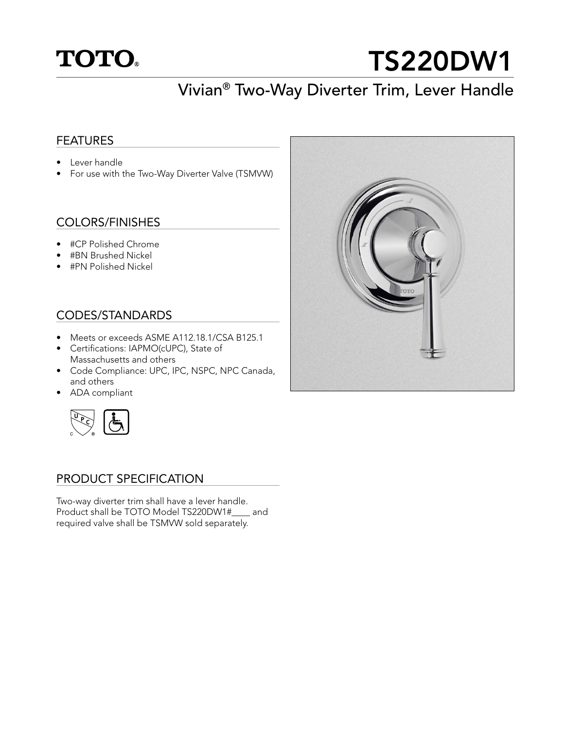TOTO®

# TS220DW1

## Vivian® Two-Way Diverter Trim, Lever Handle

### FEATURES

- Lever handle
- For use with the Two-Way Diverter Valve (TSMVW)

### COLORS/FINISHES

- #CP Polished Chrome
- #BN Brushed Nickel
- #PN Polished Nickel

### CODES/STANDARDS

- Meets or exceeds ASME A112.18.1/CSA B125.1
- Certifications: IAPMO(cUPC), State of Massachusetts and others
- Code Compliance: UPC, IPC, NSPC, NPC Canada, and others
- ADA compliant

### PRODUCT SPECIFICATION

Two-way diverter trim shall have a lever handle. Product shall be TOTO Model TS220DW1#____ and required valve shall be TSMVW sold separately.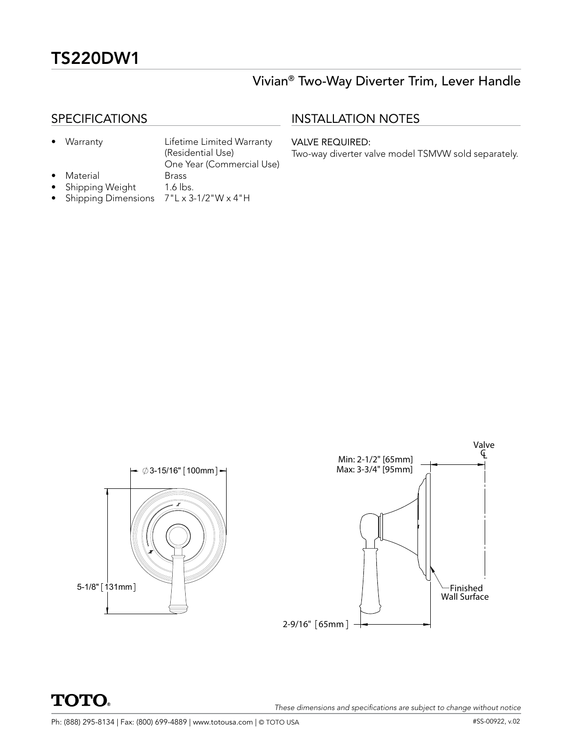# TS220DW1

## Vivian® Two-Way Diverter Trim, Lever Handle

## SPECIFICATIONS

- Warranty — Lifetime Limited Warranty (Residential Use) One Year (Commercial Use)
- Material — Brass
- Shipping Weight — 1.6 lbs.
- Shipping Dimensions — 7"L x 3-1/2"W x 4"H

## INSTALLATION NOTES

VALVE REQUIRED:
Two-way diverter valve model TSMVW sold separately.

∅3-15/16" [100mm]

5-1/8" [131mm]

Valve ℄

Min: 2-1/2" [65mm]
Max: 3-3/4" [95mm]

Finished Wall Surface

2-9/16" [65mm]

*These dimensions and specifications are subject to change without notice*

Ph: (888) 295-8134 | Fax: (800) 699-4889 | www.totousa.com | © TOTO USA

#SS-00922, v.02